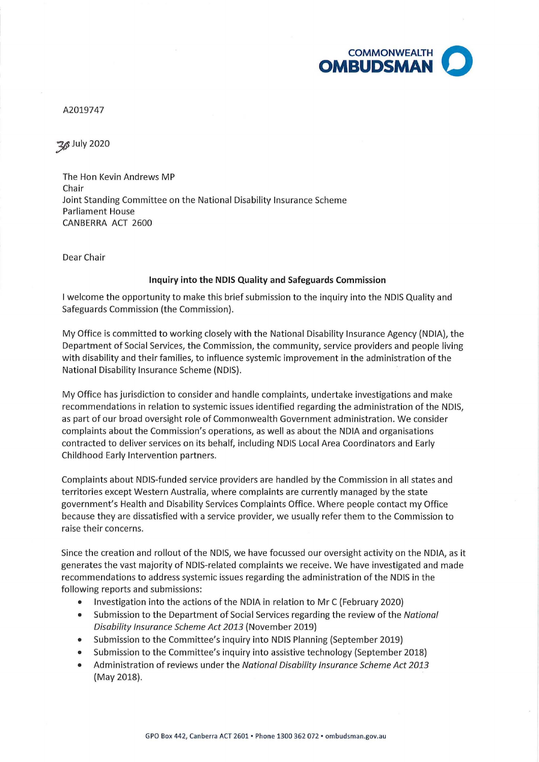COMMONWEALTH OMBUDSMAN

A2019747

30 July 2020

The Hon Kevin Andrews MP
Chair
Joint Standing Committee on the National Disability Insurance Scheme
Parliament House
CANBERRA ACT 2600

Dear Chair

**Inquiry into the NDIS Quality and Safeguards Commission**

I welcome the opportunity to make this brief submission to the inquiry into the NDIS Quality and Safeguards Commission (the Commission).

My Office is committed to working closely with the National Disability Insurance Agency (NDIA), the Department of Social Services, the Commission, the community, service providers and people living with disability and their families, to influence systemic improvement in the administration of the National Disability Insurance Scheme (NDIS).

My Office has jurisdiction to consider and handle complaints, undertake investigations and make recommendations in relation to systemic issues identified regarding the administration of the NDIS, as part of our broad oversight role of Commonwealth Government administration. We consider complaints about the Commission's operations, as well as about the NDIA and organisations contracted to deliver services on its behalf, including NDIS Local Area Coordinators and Early Childhood Early Intervention partners.

Complaints about NDIS-funded service providers are handled by the Commission in all states and territories except Western Australia, where complaints are currently managed by the state government's Health and Disability Services Complaints Office. Where people contact my Office because they are dissatisfied with a service provider, we usually refer them to the Commission to raise their concerns.

Since the creation and rollout of the NDIS, we have focussed our oversight activity on the NDIA, as it generates the vast majority of NDIS-related complaints we receive. We have investigated and made recommendations to address systemic issues regarding the administration of the NDIS in the following reports and submissions:

- Investigation into the actions of the NDIA in relation to Mr C (February 2020)
- Submission to the Department of Social Services regarding the review of the *National Disability Insurance Scheme Act 2013* (November 2019)
- Submission to the Committee's inquiry into NDIS Planning (September 2019)
- Submission to the Committee's inquiry into assistive technology (September 2018)
- Administration of reviews under the *National Disability Insurance Scheme Act 2013* (May 2018).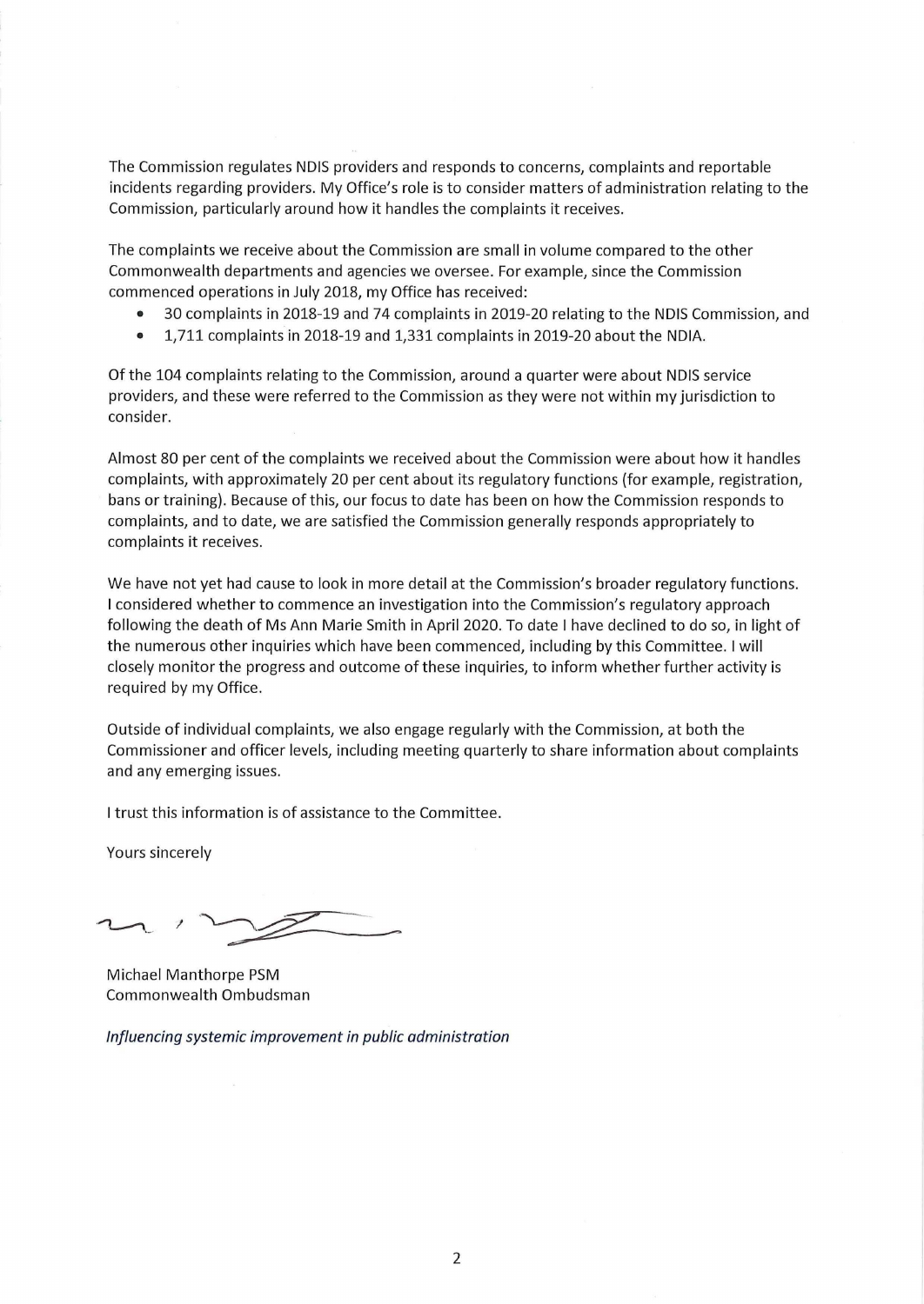The Commission regulates NDIS providers and responds to concerns, complaints and reportable incidents regarding providers. My Office's role is to consider matters of administration relating to the Commission, particularly around how it handles the complaints it receives.

The complaints we receive about the Commission are small in volume compared to the other Commonwealth departments and agencies we oversee. For example, since the Commission commenced operations in July 2018, my Office has received:

- 30 complaints in 2018-19 and 74 complaints in 2019-20 relating to the NDIS Commission, and
- 1,711 complaints in 2018-19 and 1,331 complaints in 2019-20 about the NDIA.

Of the 104 complaints relating to the Commission, around a quarter were about NDIS service providers, and these were referred to the Commission as they were not within my jurisdiction to consider.

Almost 80 per cent of the complaints we received about the Commission were about how it handles complaints, with approximately 20 per cent about its regulatory functions (for example, registration, bans or training). Because of this, our focus to date has been on how the Commission responds to complaints, and to date, we are satisfied the Commission generally responds appropriately to complaints it receives.

We have not yet had cause to look in more detail at the Commission's broader regulatory functions. I considered whether to commence an investigation into the Commission's regulatory approach following the death of Ms Ann Marie Smith in April 2020. To date I have declined to do so, in light of the numerous other inquiries which have been commenced, including by this Committee. I will closely monitor the progress and outcome of these inquiries, to inform whether further activity is required by my Office.

Outside of individual complaints, we also engage regularly with the Commission, at both the Commissioner and officer levels, including meeting quarterly to share information about complaints and any emerging issues.

I trust this information is of assistance to the Committee.

Yours sincerely

Michael Manthorpe PSM
Commonwealth Ombudsman

*Influencing systemic improvement in public administration*